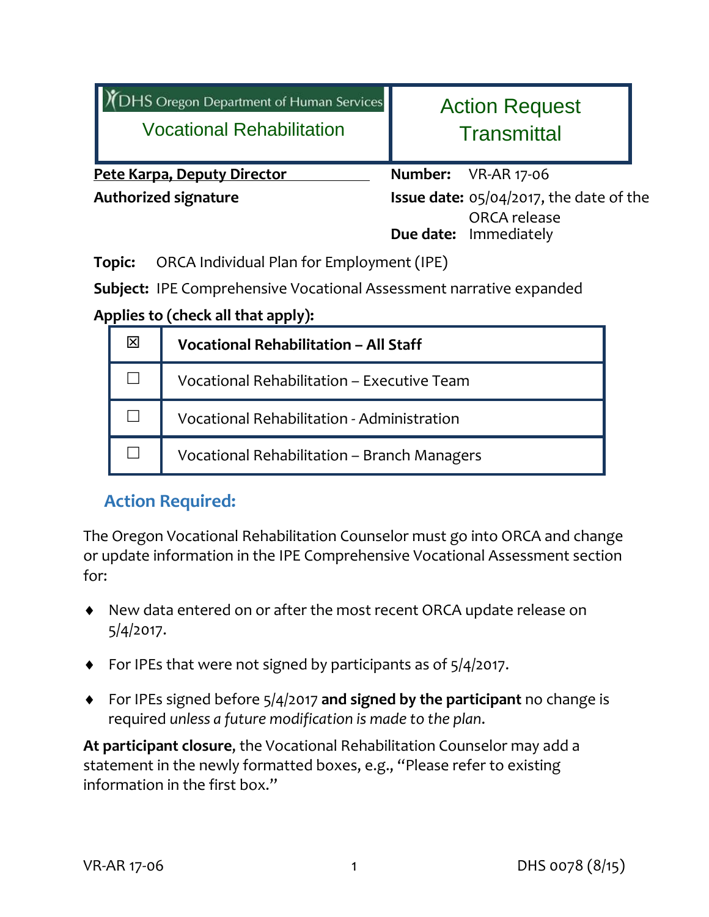| DHS Oregon Department of Human Services<br>Vocational Rehabilitation | Action Request Transmittal |
|---|---|

**Pete Karpa, Deputy Director**

**Authorized signature**

**Number:** VR-AR 17-06

**Issue date:** 05/04/2017, the date of the ORCA release

**Due date:** Immediately

**Topic:** ORCA Individual Plan for Employment (IPE)

**Subject:** IPE Comprehensive Vocational Assessment narrative expanded

**Applies to (check all that apply):**

| | |
|---|---|
| ☒ | **Vocational Rehabilitation – All Staff** |
| ☐ | Vocational Rehabilitation – Executive Team |
| ☐ | Vocational Rehabilitation - Administration |
| ☐ | Vocational Rehabilitation – Branch Managers |

## Action Required:

The Oregon Vocational Rehabilitation Counselor must go into ORCA and change or update information in the IPE Comprehensive Vocational Assessment section for:

- New data entered on or after the most recent ORCA update release on 5/4/2017.
- For IPEs that were not signed by participants as of 5/4/2017.
- For IPEs signed before 5/4/2017 **and signed by the participant** no change is required *unless a future modification is made to the plan*.

**At participant closure**, the Vocational Rehabilitation Counselor may add a statement in the newly formatted boxes, e.g., "Please refer to existing information in the first box."

VR-AR 17-06 DHS 0078 (8/15)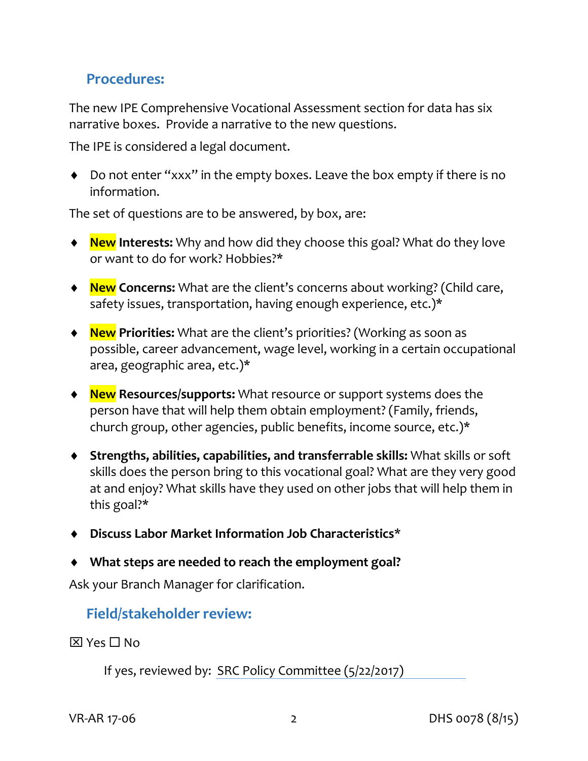## Procedures:

The new IPE Comprehensive Vocational Assessment section for data has six narrative boxes. Provide a narrative to the new questions.

The IPE is considered a legal document.

- Do not enter "xxx" in the empty boxes. Leave the box empty if there is no information.

The set of questions are to be answered, by box, are:

- New **Interests:** Why and how did they choose this goal? What do they love or want to do for work? Hobbies?*
- New **Concerns:** What are the client's concerns about working? (Child care, safety issues, transportation, having enough experience, etc.)*
- New **Priorities:** What are the client's priorities? (Working as soon as possible, career advancement, wage level, working in a certain occupational area, geographic area, etc.)*
- New **Resources/supports:** What resource or support systems does the person have that will help them obtain employment? (Family, friends, church group, other agencies, public benefits, income source, etc.)*
- **Strengths, abilities, capabilities, and transferrable skills:** What skills or soft skills does the person bring to this vocational goal? What are they very good at and enjoy? What skills have they used on other jobs that will help them in this goal?*
- **Discuss Labor Market Information Job Characteristics***
- **What steps are needed to reach the employment goal?**

Ask your Branch Manager for clarification.

## Field/stakeholder review:

☒ Yes ☐ No

If yes, reviewed by: SRC Policy Committee (5/22/2017)

VR-AR 17-06 DHS 0078 (8/15)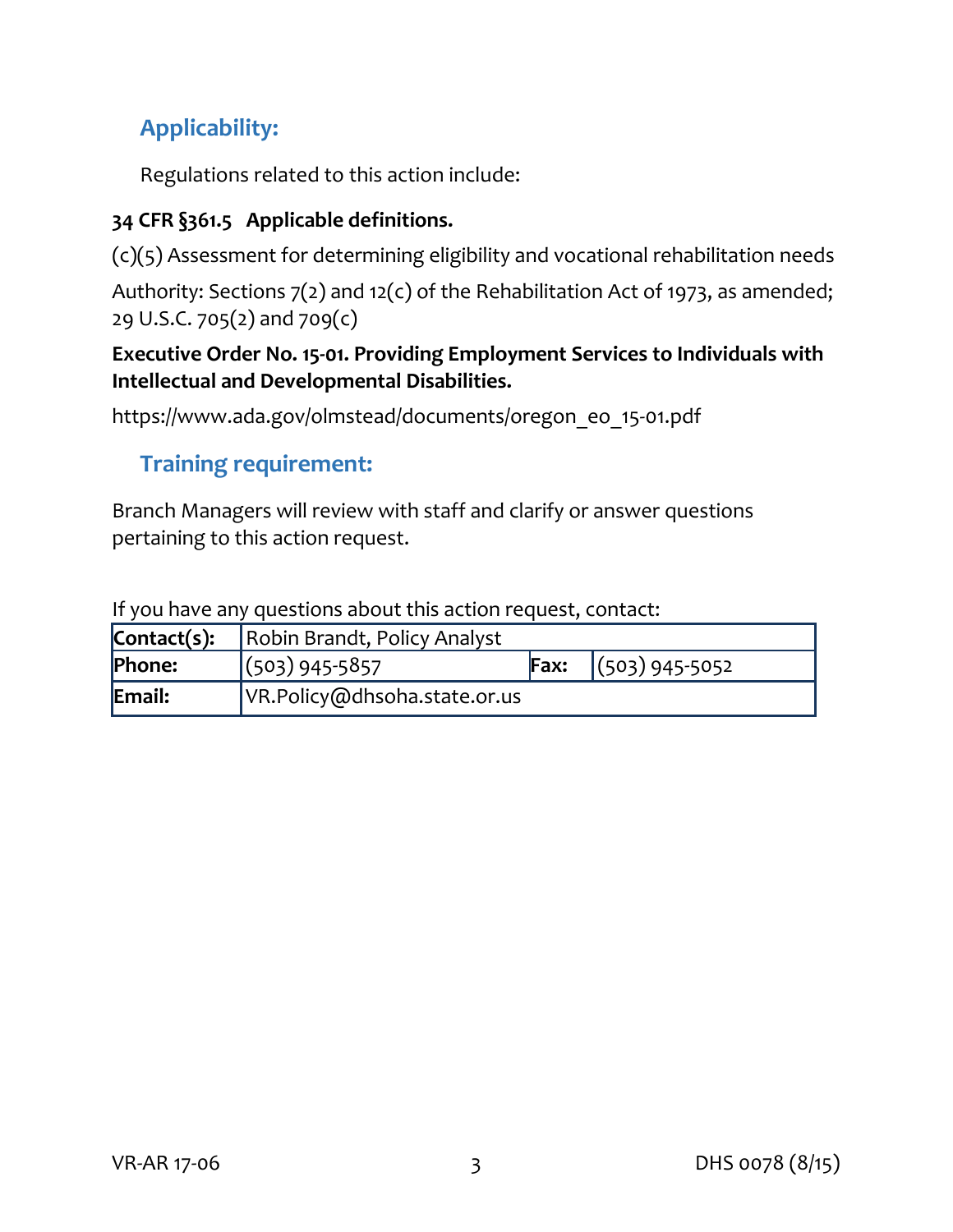## Applicability:

Regulations related to this action include:

**34 CFR §361.5 Applicable definitions.**

(c)(5) Assessment for determining eligibility and vocational rehabilitation needs

Authority: Sections 7(2) and 12(c) of the Rehabilitation Act of 1973, as amended; 29 U.S.C. 705(2) and 709(c)

**Executive Order No. 15-01. Providing Employment Services to Individuals with Intellectual and Developmental Disabilities.**

https://www.ada.gov/olmstead/documents/oregon_eo_15-01.pdf

## Training requirement:

Branch Managers will review with staff and clarify or answer questions pertaining to this action request.

If you have any questions about this action request, contact:

| | | | |
|---|---|---|---|
| **Contact(s):** | Robin Brandt, Policy Analyst | | |
| **Phone:** | (503) 945-5857 | **Fax:** | (503) 945-5052 |
| **Email:** | VR.Policy@dhsoha.state.or.us | | |